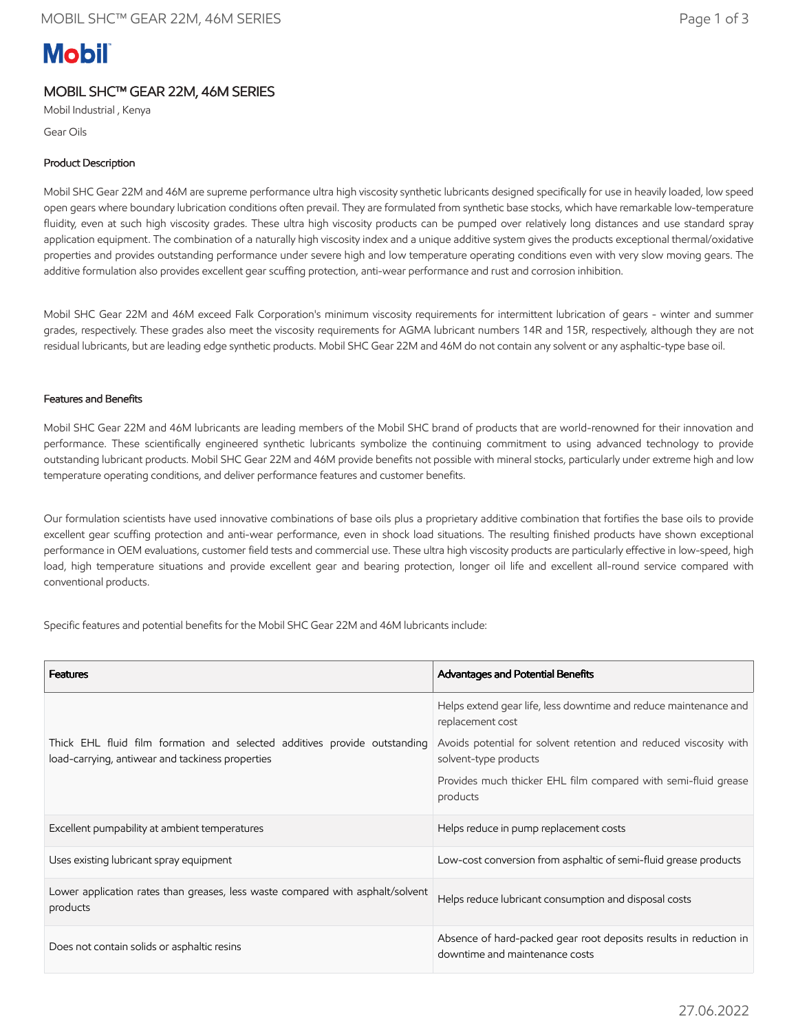# MOBIL SHC™ GEAR 22M, 46M SERIES

Mobil Industrial , Kenya

Gear Oils

## Product Description

Mobil SHC Gear 22M and 46M are supreme performance ultra high viscosity synthetic lubricants designed specifically for use in heavily loaded, low speed open gears where boundary lubrication conditions often prevail. They are formulated from synthetic base stocks, which have remarkable low-temperature fluidity, even at such high viscosity grades. These ultra high viscosity products can be pumped over relatively long distances and use standard spray application equipment. The combination of a naturally high viscosity index and a unique additive system gives the products exceptional thermal/oxidative properties and provides outstanding performance under severe high and low temperature operating conditions even with very slow moving gears. The additive formulation also provides excellent gear scuffing protection, anti-wear performance and rust and corrosion inhibition.

Mobil SHC Gear 22M and 46M exceed Falk Corporation's minimum viscosity requirements for intermittent lubrication of gears - winter and summer grades, respectively. These grades also meet the viscosity requirements for AGMA lubricant numbers 14R and 15R, respectively, although they are not residual lubricants, but are leading edge synthetic products. Mobil SHC Gear 22M and 46M do not contain any solvent or any asphaltic-type base oil.

## Features and Benefits

Mobil SHC Gear 22M and 46M lubricants are leading members of the Mobil SHC brand of products that are world-renowned for their innovation and performance. These scientifically engineered synthetic lubricants symbolize the continuing commitment to using advanced technology to provide outstanding lubricant products. Mobil SHC Gear 22M and 46M provide benefits not possible with mineral stocks, particularly under extreme high and low temperature operating conditions, and deliver performance features and customer benefits.

Our formulation scientists have used innovative combinations of base oils plus a proprietary additive combination that fortifies the base oils to provide excellent gear scuffing protection and anti-wear performance, even in shock load situations. The resulting finished products have shown exceptional performance in OEM evaluations, customer field tests and commercial use. These ultra high viscosity products are particularly effective in low-speed, high load, high temperature situations and provide excellent gear and bearing protection, longer oil life and excellent all-round service compared with conventional products.

Specific features and potential benefits for the Mobil SHC Gear 22M and 46M lubricants include:

| Features | Advantages and Potential Benefits |
|---|---|
| Thick EHL fluid film formation and selected additives provide outstanding load-carrying, antiwear and tackiness properties | Helps extend gear life, less downtime and reduce maintenance and replacement cost<br>Avoids potential for solvent retention and reduced viscosity with solvent-type products<br>Provides much thicker EHL film compared with semi-fluid grease products |
| Excellent pumpability at ambient temperatures | Helps reduce in pump replacement costs |
| Uses existing lubricant spray equipment | Low-cost conversion from asphaltic of semi-fluid grease products |
| Lower application rates than greases, less waste compared with asphalt/solvent products | Helps reduce lubricant consumption and disposal costs |
| Does not contain solids or asphaltic resins | Absence of hard-packed gear root deposits results in reduction in downtime and maintenance costs |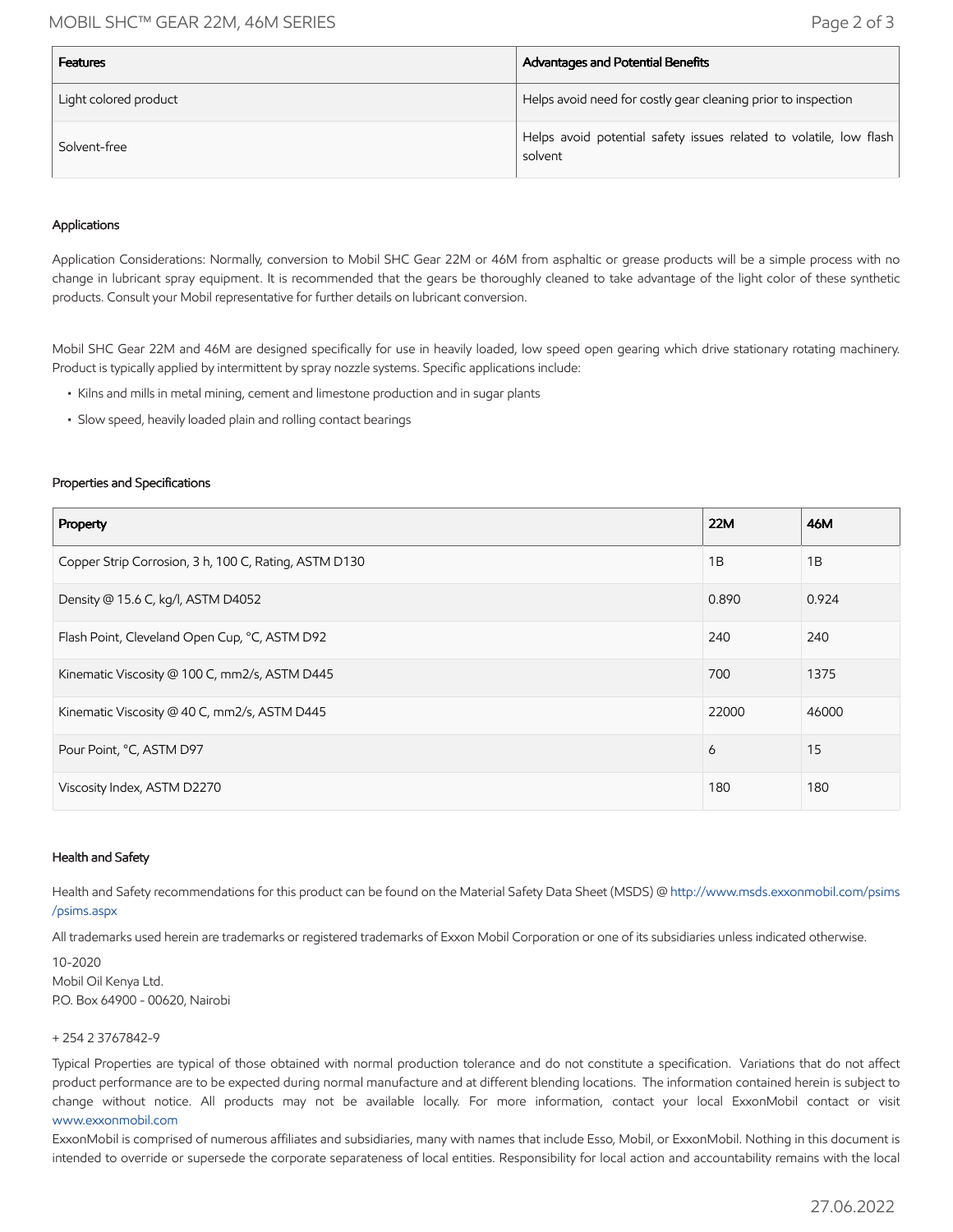| Features | Advantages and Potential Benefits |
| --- | --- |
| Light colored product | Helps avoid need for costly gear cleaning prior to inspection |
| Solvent-free | Helps avoid potential safety issues related to volatile, low flash solvent |

### Applications

Application Considerations: Normally, conversion to Mobil SHC Gear 22M or 46M from asphaltic or grease products will be a simple process with no change in lubricant spray equipment. It is recommended that the gears be thoroughly cleaned to take advantage of the light color of these synthetic products. Consult your Mobil representative for further details on lubricant conversion.

Mobil SHC Gear 22M and 46M are designed specifically for use in heavily loaded, low speed open gearing which drive stationary rotating machinery. Product is typically applied by intermittent by spray nozzle systems. Specific applications include:

- Kilns and mills in metal mining, cement and limestone production and in sugar plants
- Slow speed, heavily loaded plain and rolling contact bearings

### Properties and Specifications

| Property | 22M | 46M |
| --- | --- | --- |
| Copper Strip Corrosion, 3 h, 100 C, Rating, ASTM D130 | 1B | 1B |
| Density @ 15.6 C, kg/l, ASTM D4052 | 0.890 | 0.924 |
| Flash Point, Cleveland Open Cup, °C, ASTM D92 | 240 | 240 |
| Kinematic Viscosity @ 100 C, mm2/s, ASTM D445 | 700 | 1375 |
| Kinematic Viscosity @ 40 C, mm2/s, ASTM D445 | 22000 | 46000 |
| Pour Point, °C, ASTM D97 | 6 | 15 |
| Viscosity Index, ASTM D2270 | 180 | 180 |

### Health and Safety

Health and Safety recommendations for this product can be found on the Material Safety Data Sheet (MSDS) @ http://www.msds.exxonmobil.com/psims/psims.aspx

All trademarks used herein are trademarks or registered trademarks of Exxon Mobil Corporation or one of its subsidiaries unless indicated otherwise.

10-2020
Mobil Oil Kenya Ltd.
P.O. Box 64900 - 00620, Nairobi

+ 254 2 3767842-9

Typical Properties are typical of those obtained with normal production tolerance and do not constitute a specification. Variations that do not affect product performance are to be expected during normal manufacture and at different blending locations. The information contained herein is subject to change without notice. All products may not be available locally. For more information, contact your local ExxonMobil contact or visit www.exxonmobil.com
ExxonMobil is comprised of numerous affiliates and subsidiaries, many with names that include Esso, Mobil, or ExxonMobil. Nothing in this document is intended to override or supersede the corporate separateness of local entities. Responsibility for local action and accountability remains with the local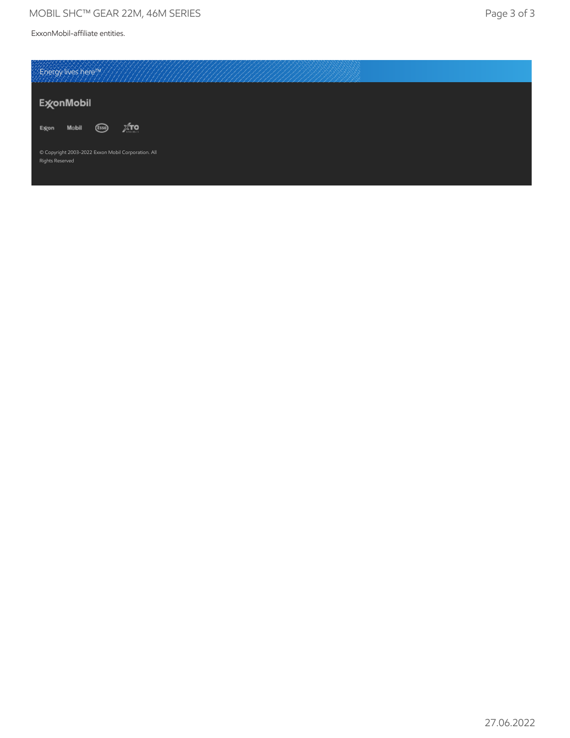ExxonMobil-affiliate entities.

Energy lives here™

ExxonMobil

Exxon Mobil Esso XTO

© Copyright 2003-2022 Exxon Mobil Corporation. All Rights Reserved